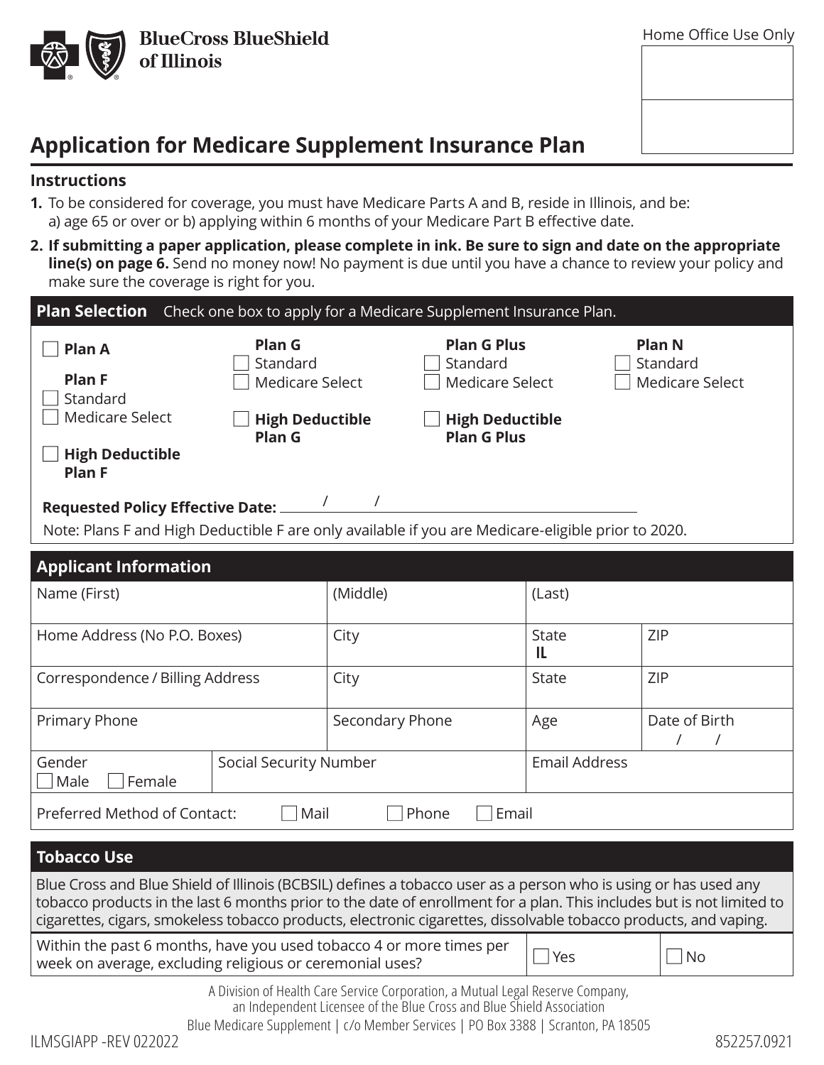BlueCross BlueShield of Illinois

Home Office Use Only

# Application for Medicare Supplement Insurance Plan

## Instructions

1. To be considered for coverage, you must have Medicare Parts A and B, reside in Illinois, and be: a) age 65 or over or b) applying within 6 months of your Medicare Part B effective date.
2. **If submitting a paper application, please complete in ink. Be sure to sign and date on the appropriate line(s) on page 6.** Send no money now! No payment is due until you have a chance to review your policy and make sure the coverage is right for you.

## Plan Selection

Check one box to apply for a Medicare Supplement Insurance Plan.

☐ **Plan A**

**Plan F**
☐ Standard
☐ Medicare Select

☐ **High Deductible Plan F**

**Plan G**
☐ Standard
☐ Medicare Select

☐ **High Deductible Plan G**

**Plan G Plus**
☐ Standard
☐ Medicare Select

☐ **High Deductible Plan G Plus**

**Plan N**
☐ Standard
☐ Medicare Select

**Requested Policy Effective Date:** ____/____/________

Note: Plans F and High Deductible F are only available if you are Medicare-eligible prior to 2020.

## Applicant Information

| Name (First) | (Middle) | (Last) | |
|---|---|---|---|
| Home Address (No P.O. Boxes) | City | State IL | ZIP |
| Correspondence / Billing Address | City | State | ZIP |
| Primary Phone | Secondary Phone | Age | Date of Birth / / |
| Gender ☐ Male ☐ Female | Social Security Number | Email Address | |

Preferred Method of Contact: ☐ Mail ☐ Phone ☐ Email

## Tobacco Use

Blue Cross and Blue Shield of Illinois (BCBSIL) defines a tobacco user as a person who is using or has used any tobacco products in the last 6 months prior to the date of enrollment for a plan. This includes but is not limited to cigarettes, cigars, smokeless tobacco products, electronic cigarettes, dissolvable tobacco products, and vaping.

| Within the past 6 months, have you used tobacco 4 or more times per week on average, excluding religious or ceremonial uses? | ☐ Yes | ☐ No |
|---|---|---|

A Division of Health Care Service Corporation, a Mutual Legal Reserve Company, an Independent Licensee of the Blue Cross and Blue Shield Association

Blue Medicare Supplement | c/o Member Services | PO Box 3388 | Scranton, PA 18505

ILMSGIAPP -REV 022022

852257.0921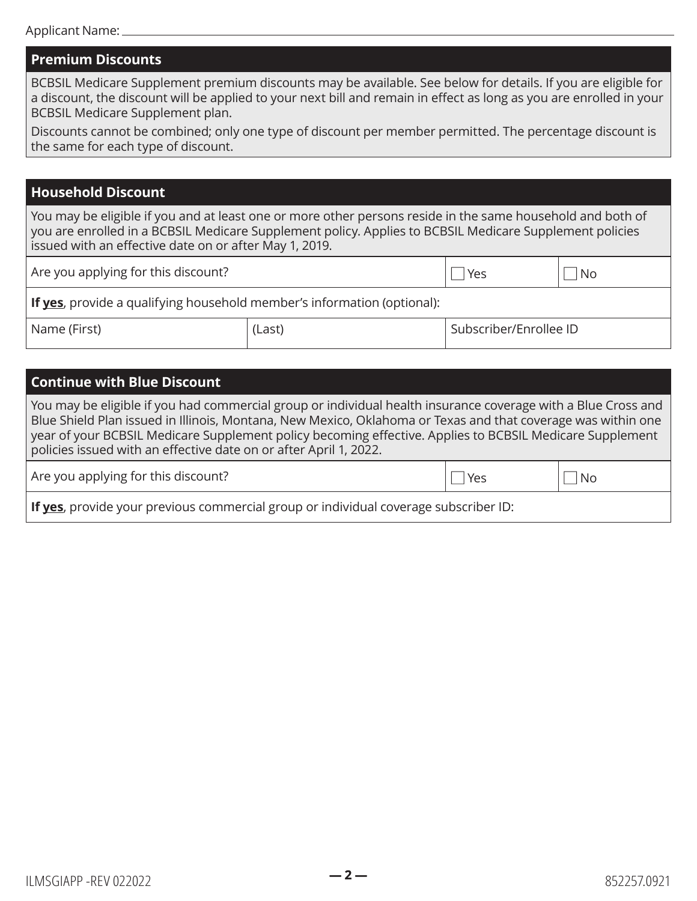Applicant Name: ______________________________

## Premium Discounts

BCBSIL Medicare Supplement premium discounts may be available. See below for details. If you are eligible for a discount, the discount will be applied to your next bill and remain in effect as long as you are enrolled in your BCBSIL Medicare Supplement plan.

Discounts cannot be combined; only one type of discount per member permitted. The percentage discount is the same for each type of discount.

## Household Discount

You may be eligible if you and at least one or more other persons reside in the same household and both of you are enrolled in a BCBSIL Medicare Supplement policy. Applies to BCBSIL Medicare Supplement policies issued with an effective date on or after May 1, 2019.

| Are you applying for this discount? | | ☐ Yes | ☐ No |
|---|---|---|---|
| **If yes**, provide a qualifying household member's information (optional): | | | |
| Name (First) | (Last) | Subscriber/Enrollee ID | |

## Continue with Blue Discount

You may be eligible if you had commercial group or individual health insurance coverage with a Blue Cross and Blue Shield Plan issued in Illinois, Montana, New Mexico, Oklahoma or Texas and that coverage was within one year of your BCBSIL Medicare Supplement policy becoming effective. Applies to BCBSIL Medicare Supplement policies issued with an effective date on or after April 1, 2022.

| Are you applying for this discount? | ☐ Yes | ☐ No |
|---|---|---|
| **If yes**, provide your previous commercial group or individual coverage subscriber ID: | | |

ILMSGIAPP -REV 022022

852257.0921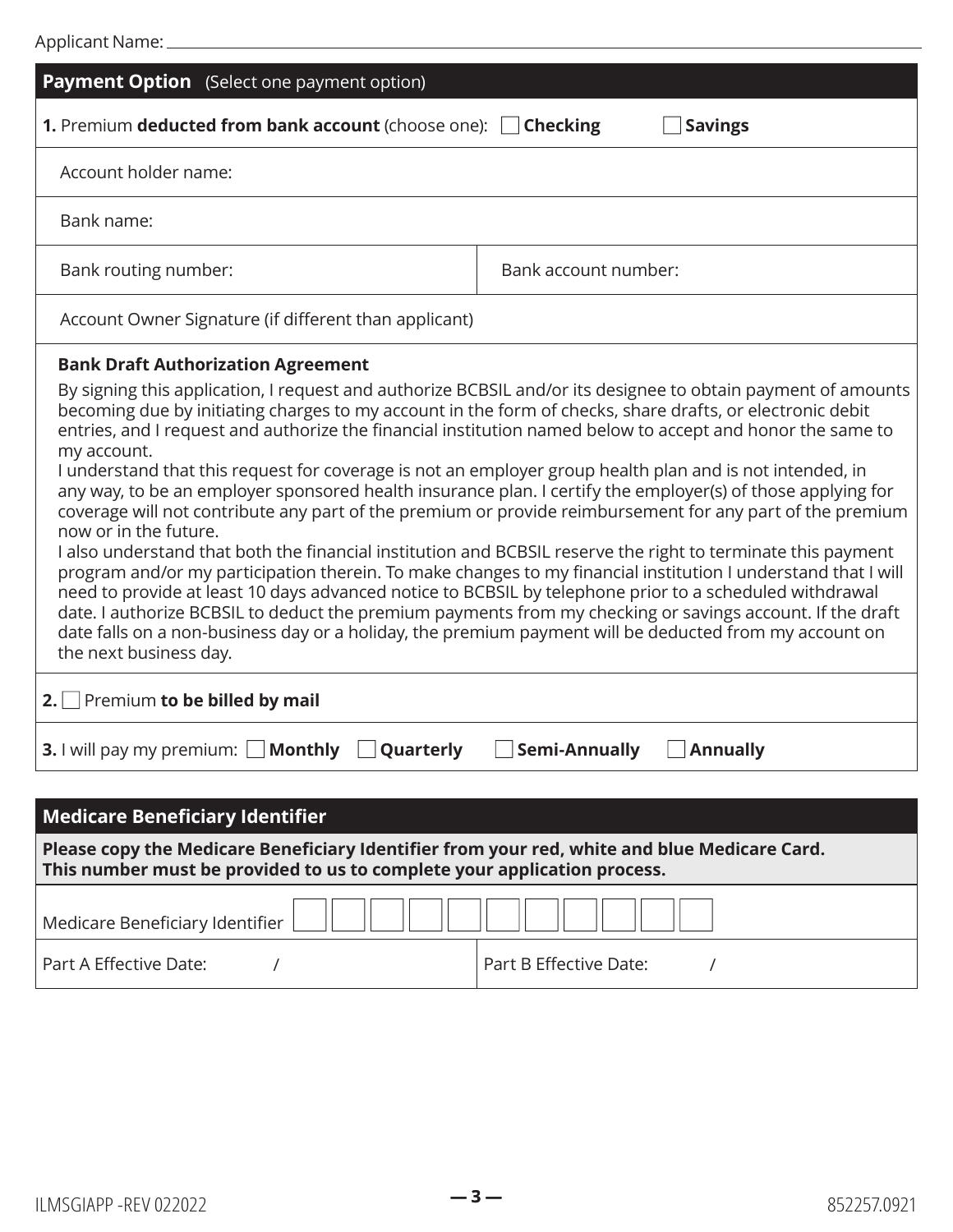Applicant Name: ___________________________

## Payment Option (Select one payment option)

**1.** Premium **deducted from bank account** (choose one): ☐ **Checking** ☐ **Savings**

Account holder name:

Bank name:

| Bank routing number: | Bank account number: |
|---|---|

Account Owner Signature (if different than applicant)

**Bank Draft Authorization Agreement**

By signing this application, I request and authorize BCBSIL and/or its designee to obtain payment of amounts becoming due by initiating charges to my account in the form of checks, share drafts, or electronic debit entries, and I request and authorize the financial institution named below to accept and honor the same to my account.

I understand that this request for coverage is not an employer group health plan and is not intended, in any way, to be an employer sponsored health insurance plan. I certify the employer(s) of those applying for coverage will not contribute any part of the premium or provide reimbursement for any part of the premium now or in the future.

I also understand that both the financial institution and BCBSIL reserve the right to terminate this payment program and/or my participation therein. To make changes to my financial institution I understand that I will need to provide at least 10 days advanced notice to BCBSIL by telephone prior to a scheduled withdrawal date. I authorize BCBSIL to deduct the premium payments from my checking or savings account. If the draft date falls on a non-business day or a holiday, the premium payment will be deducted from my account on the next business day.

**2.** ☐ Premium **to be billed by mail**

**3.** I will pay my premium: ☐ **Monthly** ☐ **Quarterly** ☐ **Semi-Annually** ☐ **Annually**

## Medicare Beneficiary Identifier

**Please copy the Medicare Beneficiary Identifier from your red, white and blue Medicare Card. This number must be provided to us to complete your application process.**

Medicare Beneficiary Identifier ☐☐☐☐☐☐☐☐☐☐☐

| Part A Effective Date: / | Part B Effective Date: / |
|---|---|

ILMSGIAPP -REV 022022 852257.0921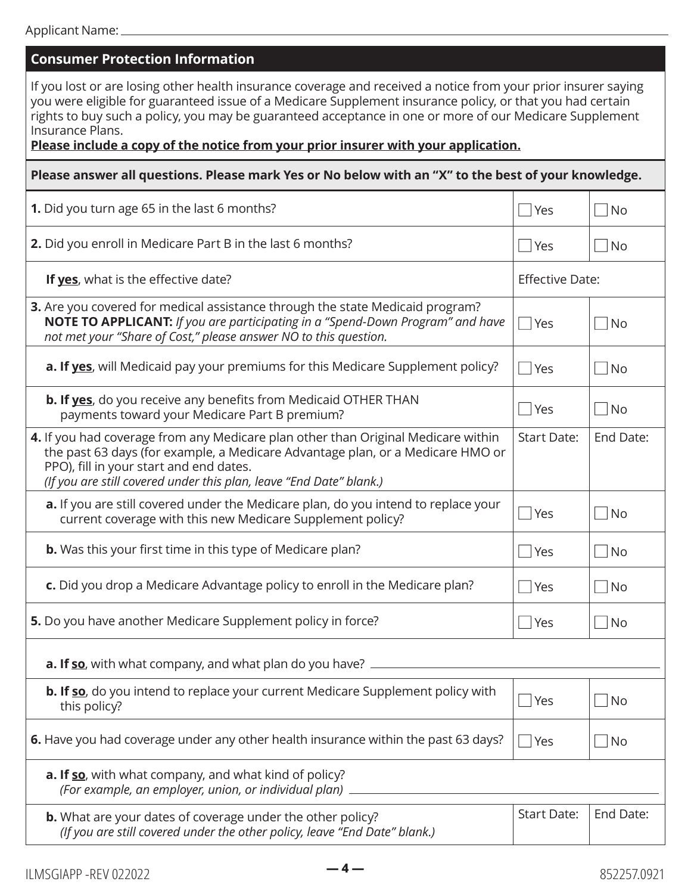Applicant Name: ______________________________

## Consumer Protection Information

If you lost or are losing other health insurance coverage and received a notice from your prior insurer saying you were eligible for guaranteed issue of a Medicare Supplement insurance policy, or that you had certain rights to buy such a policy, you may be guaranteed acceptance in one or more of our Medicare Supplement Insurance Plans.

**Please include a copy of the notice from your prior insurer with your application.**

**Please answer all questions. Please mark Yes or No below with an "X" to the best of your knowledge.**

| Question | | |
|---|---|---|
| **1.** Did you turn age 65 in the last 6 months? | ☐ Yes | ☐ No |
| **2.** Did you enroll in Medicare Part B in the last 6 months? | ☐ Yes | ☐ No |
| **If yes**, what is the effective date? | Effective Date: | |
| **3.** Are you covered for medical assistance through the state Medicaid program? **NOTE TO APPLICANT:** *If you are participating in a "Spend-Down Program" and have not met your "Share of Cost," please answer NO to this question.* | ☐ Yes | ☐ No |
| **a. If yes**, will Medicaid pay your premiums for this Medicare Supplement policy? | ☐ Yes | ☐ No |
| **b. If yes**, do you receive any benefits from Medicaid OTHER THAN payments toward your Medicare Part B premium? | ☐ Yes | ☐ No |
| **4.** If you had coverage from any Medicare plan other than Original Medicare within the past 63 days (for example, a Medicare Advantage plan, or a Medicare HMO or PPO), fill in your start and end dates. *(If you are still covered under this plan, leave "End Date" blank.)* | Start Date: | End Date: |
| **a.** If you are still covered under the Medicare plan, do you intend to replace your current coverage with this new Medicare Supplement policy? | ☐ Yes | ☐ No |
| **b.** Was this your first time in this type of Medicare plan? | ☐ Yes | ☐ No |
| **c.** Did you drop a Medicare Advantage policy to enroll in the Medicare plan? | ☐ Yes | ☐ No |
| **5.** Do you have another Medicare Supplement policy in force? | ☐ Yes | ☐ No |
| **a. If so**, with what company, and what plan do you have? ______________________________ | | |
| **b. If so**, do you intend to replace your current Medicare Supplement policy with this policy? | ☐ Yes | ☐ No |
| **6.** Have you had coverage under any other health insurance within the past 63 days? | ☐ Yes | ☐ No |
| **a. If so**, with what company, and what kind of policy? *(For example, an employer, union, or individual plan)* ______________________________ | | |
| **b.** What are your dates of coverage under the other policy? *(If you are still covered under the other policy, leave "End Date" blank.)* | Start Date: | End Date: |

ILMSGIAPP -REV 022022 852257.0921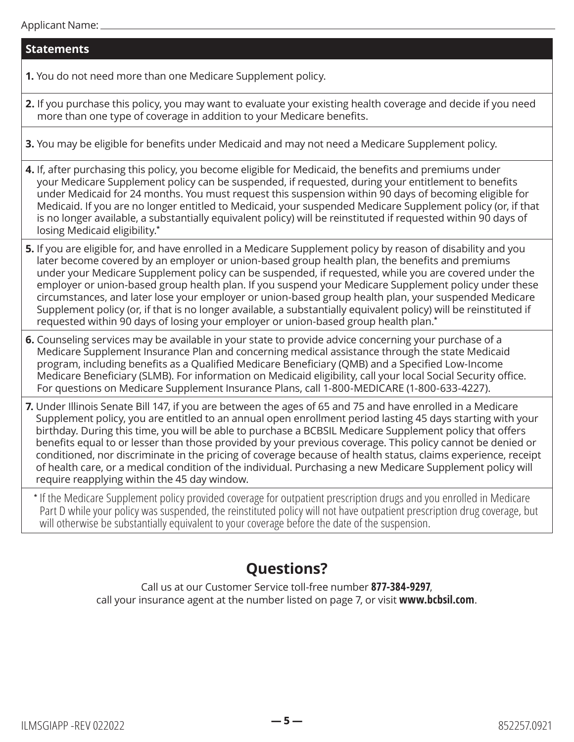Applicant Name: ______________________________

## Statements

**1.** You do not need more than one Medicare Supplement policy.

**2.** If you purchase this policy, you may want to evaluate your existing health coverage and decide if you need more than one type of coverage in addition to your Medicare benefits.

**3.** You may be eligible for benefits under Medicaid and may not need a Medicare Supplement policy.

**4.** If, after purchasing this policy, you become eligible for Medicaid, the benefits and premiums under your Medicare Supplement policy can be suspended, if requested, during your entitlement to benefits under Medicaid for 24 months. You must request this suspension within 90 days of becoming eligible for Medicaid. If you are no longer entitled to Medicaid, your suspended Medicare Supplement policy (or, if that is no longer available, a substantially equivalent policy) will be reinstituted if requested within 90 days of losing Medicaid eligibility.*

**5.** If you are eligible for, and have enrolled in a Medicare Supplement policy by reason of disability and you later become covered by an employer or union-based group health plan, the benefits and premiums under your Medicare Supplement policy can be suspended, if requested, while you are covered under the employer or union-based group health plan. If you suspend your Medicare Supplement policy under these circumstances, and later lose your employer or union-based group health plan, your suspended Medicare Supplement policy (or, if that is no longer available, a substantially equivalent policy) will be reinstituted if requested within 90 days of losing your employer or union-based group health plan.*

**6.** Counseling services may be available in your state to provide advice concerning your purchase of a Medicare Supplement Insurance Plan and concerning medical assistance through the state Medicaid program, including benefits as a Qualified Medicare Beneficiary (QMB) and a Specified Low-Income Medicare Beneficiary (SLMB). For information on Medicaid eligibility, call your local Social Security office. For questions on Medicare Supplement Insurance Plans, call 1-800-MEDICARE (1-800-633-4227).

**7.** Under Illinois Senate Bill 147, if you are between the ages of 65 and 75 and have enrolled in a Medicare Supplement policy, you are entitled to an annual open enrollment period lasting 45 days starting with your birthday. During this time, you will be able to purchase a BCBSIL Medicare Supplement policy that offers benefits equal to or lesser than those provided by your previous coverage. This policy cannot be denied or conditioned, nor discriminate in the pricing of coverage because of health status, claims experience, receipt of health care, or a medical condition of the individual. Purchasing a new Medicare Supplement policy will require reapplying within the 45 day window.

\* If the Medicare Supplement policy provided coverage for outpatient prescription drugs and you enrolled in Medicare Part D while your policy was suspended, the reinstituted policy will not have outpatient prescription drug coverage, but will otherwise be substantially equivalent to your coverage before the date of the suspension.

## Questions?

Call us at our Customer Service toll-free number **877-384-9297**, call your insurance agent at the number listed on page 7, or visit **www.bcbsil.com**.

ILMSGIAPP -REV 022022 852257.0921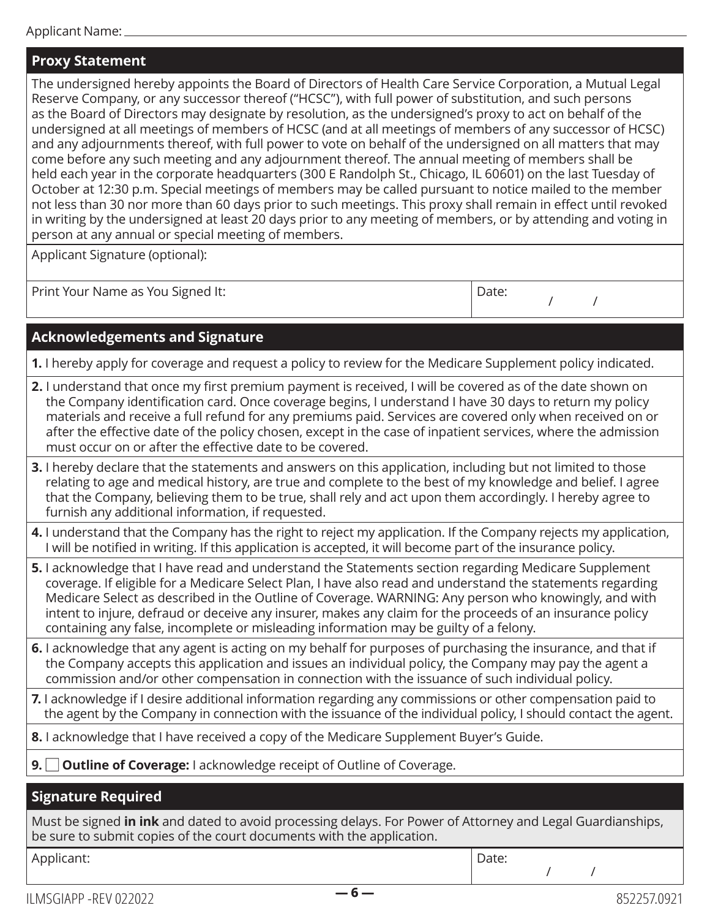Applicant Name: ____________________

## Proxy Statement

The undersigned hereby appoints the Board of Directors of Health Care Service Corporation, a Mutual Legal Reserve Company, or any successor thereof ("HCSC"), with full power of substitution, and such persons as the Board of Directors may designate by resolution, as the undersigned's proxy to act on behalf of the undersigned at all meetings of members of HCSC (and at all meetings of members of any successor of HCSC) and any adjournments thereof, with full power to vote on behalf of the undersigned on all matters that may come before any such meeting and any adjournment thereof. The annual meeting of members shall be held each year in the corporate headquarters (300 E Randolph St., Chicago, IL 60601) on the last Tuesday of October at 12:30 p.m. Special meetings of members may be called pursuant to notice mailed to the member not less than 30 nor more than 60 days prior to such meetings. This proxy shall remain in effect until revoked in writing by the undersigned at least 20 days prior to any meeting of members, or by attending and voting in person at any annual or special meeting of members.

Applicant Signature (optional):

| Print Your Name as You Signed It: | Date: / / |
|---|---|

## Acknowledgements and Signature

**1.** I hereby apply for coverage and request a policy to review for the Medicare Supplement policy indicated.

**2.** I understand that once my first premium payment is received, I will be covered as of the date shown on the Company identification card. Once coverage begins, I understand I have 30 days to return my policy materials and receive a full refund for any premiums paid. Services are covered only when received on or after the effective date of the policy chosen, except in the case of inpatient services, where the admission must occur on or after the effective date to be covered.

**3.** I hereby declare that the statements and answers on this application, including but not limited to those relating to age and medical history, are true and complete to the best of my knowledge and belief. I agree that the Company, believing them to be true, shall rely and act upon them accordingly. I hereby agree to furnish any additional information, if requested.

**4.** I understand that the Company has the right to reject my application. If the Company rejects my application, I will be notified in writing. If this application is accepted, it will become part of the insurance policy.

**5.** I acknowledge that I have read and understand the Statements section regarding Medicare Supplement coverage. If eligible for a Medicare Select Plan, I have also read and understand the statements regarding Medicare Select as described in the Outline of Coverage. WARNING: Any person who knowingly, and with intent to injure, defraud or deceive any insurer, makes any claim for the proceeds of an insurance policy containing any false, incomplete or misleading information may be guilty of a felony.

**6.** I acknowledge that any agent is acting on my behalf for purposes of purchasing the insurance, and that if the Company accepts this application and issues an individual policy, the Company may pay the agent a commission and/or other compensation in connection with the issuance of such individual policy.

**7.** I acknowledge if I desire additional information regarding any commissions or other compensation paid to the agent by the Company in connection with the issuance of the individual policy, I should contact the agent.

**8.** I acknowledge that I have received a copy of the Medicare Supplement Buyer's Guide.

**9.** ☐ **Outline of Coverage:** I acknowledge receipt of Outline of Coverage.

## Signature Required

Must be signed **in ink** and dated to avoid processing delays. For Power of Attorney and Legal Guardianships, be sure to submit copies of the court documents with the application.

| Applicant: | Date: / / |
|---|---|

ILMSGIAPP -REV 022022 852257.0921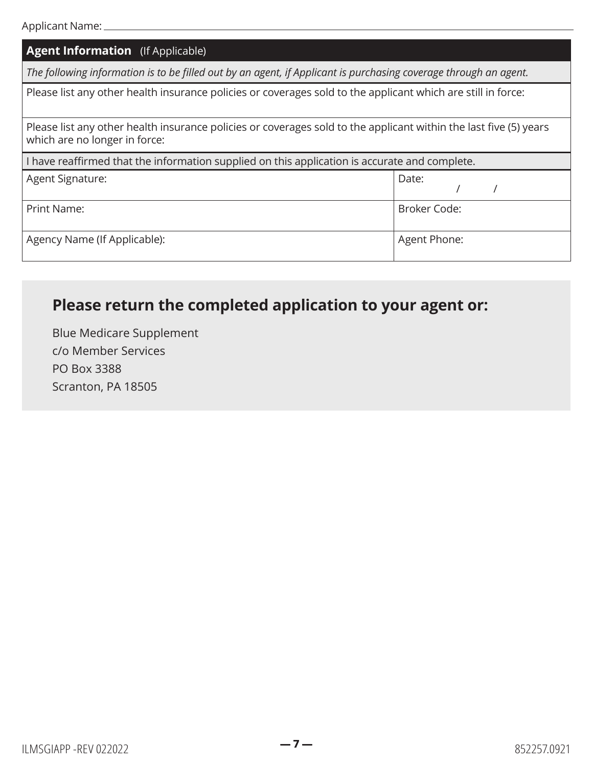Applicant Name: \_\_\_\_\_\_\_\_\_\_\_\_\_\_\_\_\_\_\_\_\_\_\_\_\_\_\_\_

## Agent Information (If Applicable)

*The following information is to be filled out by an agent, if Applicant is purchasing coverage through an agent.*

Please list any other health insurance policies or coverages sold to the applicant which are still in force:

Please list any other health insurance policies or coverages sold to the applicant within the last five (5) years which are no longer in force:

I have reaffirmed that the information supplied on this application is accurate and complete.

| | |
|---|---|
| Agent Signature: | Date: / / |
| Print Name: | Broker Code: |
| Agency Name (If Applicable): | Agent Phone: |

## Please return the completed application to your agent or:

Blue Medicare Supplement
c/o Member Services
PO Box 3388
Scranton, PA 18505

ILMSGIAPP -REV 022022

852257.0921